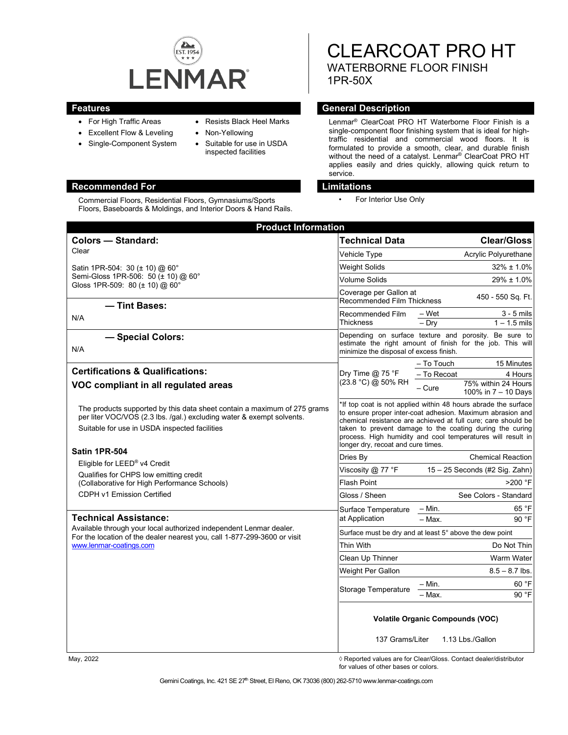# LENMAR

EST. 1954

# CLEARCOAT PRO HT

## WATERBORNE FLOOR FINISH

## 1PR-50X

## Features

- For High Traffic Areas
- Excellent Flow & Leveling
- Single-Component System
- Resists Black Heel Marks
- Non-Yellowing
- Suitable for use in USDA inspected facilities

## General Description

Lenmar® ClearCoat PRO HT Waterborne Floor Finish is a single-component floor finishing system that is ideal for high-traffic residential and commercial wood floors. It is formulated to provide a smooth, clear, and durable finish without the need of a catalyst. Lenmar® ClearCoat PRO HT applies easily and dries quickly, allowing quick return to service.

## Recommended For

Commercial Floors, Residential Floors, Gymnasiums/Sports Floors, Baseboards & Moldings, and Interior Doors & Hand Rails.

## Limitations

- For Interior Use Only

## Product Information

### Colors — Standard:

Clear

Satin 1PR-504: 30 (± 10) @ 60°
Semi-Gloss 1PR-506: 50 (± 10) @ 60°
Gloss 1PR-509: 80 (± 10) @ 60°

### — Tint Bases:

N/A

### — Special Colors:

N/A

### Certifications & Qualifications:

**VOC compliant in all regulated areas**

The products supported by this data sheet contain a maximum of 275 grams per liter VOC/VOS (2.3 lbs. /gal.) excluding water & exempt solvents.

Suitable for use in USDA inspected facilities

**Satin 1PR-504**

Eligible for LEED® v4 Credit

Qualifies for CHPS low emitting credit (Collaborative for High Performance Schools)

CDPH v1 Emission Certified

### Technical Assistance:

Available through your local authorized independent Lenmar dealer. For the location of the dealer nearest you, call 1-877-299-3600 or visit www.lenmar-coatings.com

| Technical Data | | Clear/Gloss |
|---|---|---|
| Vehicle Type | | Acrylic Polyurethane |
| Weight Solids | | 32% ± 1.0% |
| Volume Solids | | 29% ± 1.0% |
| Coverage per Gallon at Recommended Film Thickness | | 450 - 550 Sq. Ft. |
| Recommended Film Thickness | – Wet | 3 - 5 mils |
| | – Dry | 1 – 1.5 mils |
| Depending on surface texture and porosity. Be sure to estimate the right amount of finish for the job. This will minimize the disposal of excess finish. | | |
| Dry Time @ 75 °F (23.8 °C) @ 50% RH | – To Touch | 15 Minutes |
| | – To Recoat | 4 Hours |
| | – Cure | 75% within 24 Hours 100% in 7 – 10 Days |
| *If top coat is not applied within 48 hours abrade the surface to ensure proper inter-coat adhesion. Maximum abrasion and chemical resistance are achieved at full cure; care should be taken to prevent damage to the coating during the curing process. High humidity and cool temperatures will result in longer dry, recoat and cure times. | | |
| Dries By | | Chemical Reaction |
| Viscosity @ 77 °F | | 15 – 25 Seconds (#2 Sig. Zahn) |
| Flash Point | | >200 °F |
| Gloss / Sheen | | See Colors - Standard |
| Surface Temperature at Application | – Min. | 65 °F |
| | – Max. | 90 °F |
| Surface must be dry and at least 5° above the dew point | | |
| Thin With | | Do Not Thin |
| Clean Up Thinner | | Warm Water |
| Weight Per Gallon | | 8.5 – 8.7 lbs. |
| Storage Temperature | – Min. | 60 °F |
| | – Max. | 90 °F |
| **Volatile Organic Compounds (VOC)** | | |
| 137 Grams/Liter | | 1.13 Lbs./Gallon |

May, 2022

◊ Reported values are for Clear/Gloss. Contact dealer/distributor for values of other bases or colors.

Gemini Coatings, Inc. 421 SE 27th Street, El Reno, OK 73036 (800) 262-5710 www.lenmar-coatings.com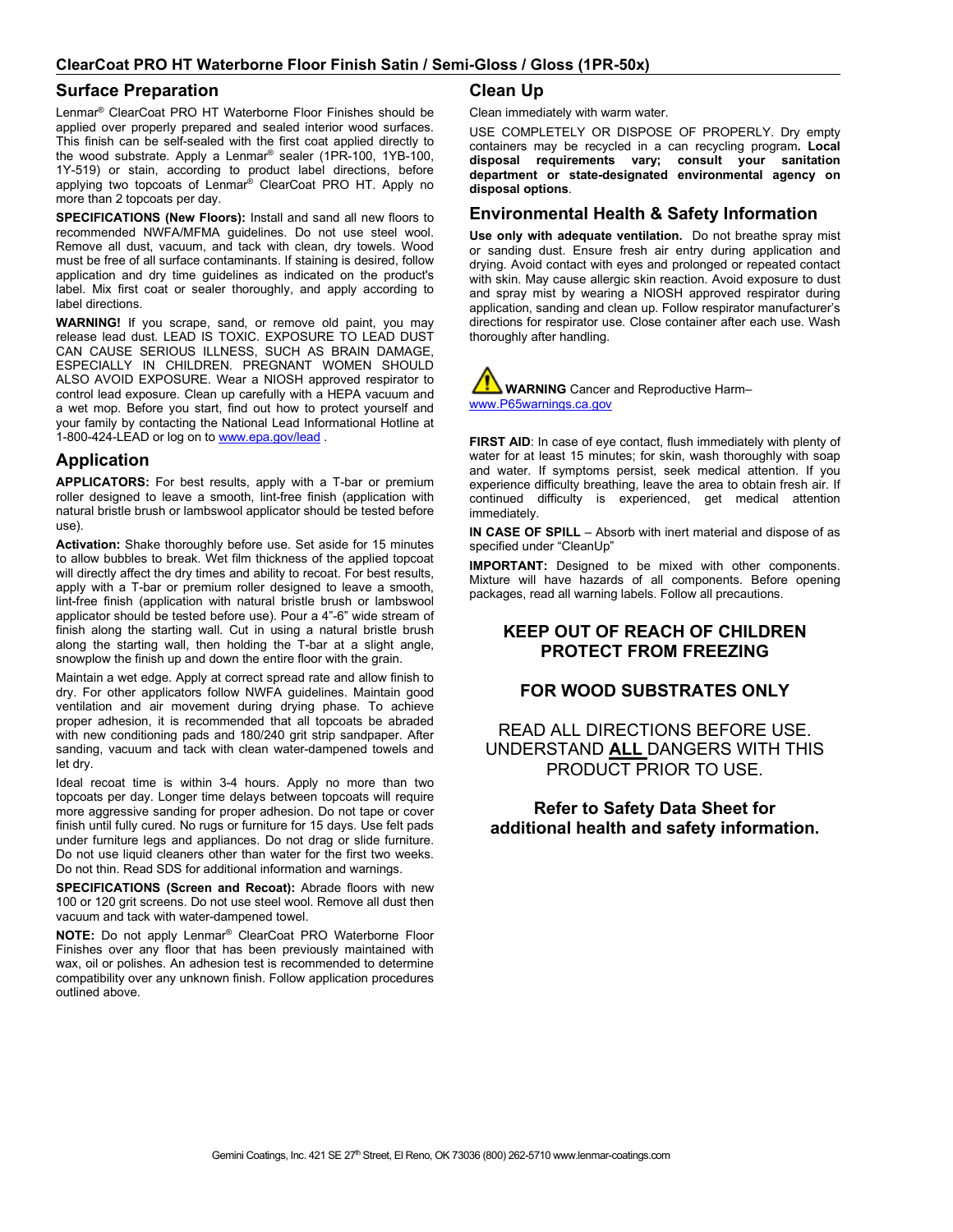# ClearCoat PRO HT Waterborne Floor Finish Satin / Semi-Gloss / Gloss (1PR-50x)

## Surface Preparation

Lenmar® ClearCoat PRO HT Waterborne Floor Finishes should be applied over properly prepared and sealed interior wood surfaces. This finish can be self-sealed with the first coat applied directly to the wood substrate. Apply a Lenmar® sealer (1PR-100, 1YB-100, 1Y-519) or stain, according to product label directions, before applying two topcoats of Lenmar® ClearCoat PRO HT. Apply no more than 2 topcoats per day.

**SPECIFICATIONS (New Floors):** Install and sand all new floors to recommended NWFA/MFMA guidelines. Do not use steel wool. Remove all dust, vacuum, and tack with clean, dry towels. Wood must be free of all surface contaminants. If staining is desired, follow application and dry time guidelines as indicated on the product's label. Mix first coat or sealer thoroughly, and apply according to label directions.

**WARNING!** If you scrape, sand, or remove old paint, you may release lead dust. LEAD IS TOXIC. EXPOSURE TO LEAD DUST CAN CAUSE SERIOUS ILLNESS, SUCH AS BRAIN DAMAGE, ESPECIALLY IN CHILDREN. PREGNANT WOMEN SHOULD ALSO AVOID EXPOSURE. Wear a NIOSH approved respirator to control lead exposure. Clean up carefully with a HEPA vacuum and a wet mop. Before you start, find out how to protect yourself and your family by contacting the National Lead Informational Hotline at 1-800-424-LEAD or log on to www.epa.gov/lead .

## Application

**APPLICATORS:** For best results, apply with a T-bar or premium roller designed to leave a smooth, lint-free finish (application with natural bristle brush or lambswool applicator should be tested before use).

**Activation:** Shake thoroughly before use. Set aside for 15 minutes to allow bubbles to break. Wet film thickness of the applied topcoat will directly affect the dry times and ability to recoat. For best results, apply with a T-bar or premium roller designed to leave a smooth, lint-free finish (application with natural bristle brush or lambswool applicator should be tested before use). Pour a 4"-6" wide stream of finish along the starting wall. Cut in using a natural bristle brush along the starting wall, then holding the T-bar at a slight angle, snowplow the finish up and down the entire floor with the grain.

Maintain a wet edge. Apply at correct spread rate and allow finish to dry. For other applicators follow NWFA guidelines. Maintain good ventilation and air movement during drying phase. To achieve proper adhesion, it is recommended that all topcoats be abraded with new conditioning pads and 180/240 grit strip sandpaper. After sanding, vacuum and tack with clean water-dampened towels and let dry.

Ideal recoat time is within 3-4 hours. Apply no more than two topcoats per day. Longer time delays between topcoats will require more aggressive sanding for proper adhesion. Do not tape or cover finish until fully cured. No rugs or furniture for 15 days. Use felt pads under furniture legs and appliances. Do not drag or slide furniture. Do not use liquid cleaners other than water for the first two weeks. Do not thin. Read SDS for additional information and warnings.

**SPECIFICATIONS (Screen and Recoat):** Abrade floors with new 100 or 120 grit screens. Do not use steel wool. Remove all dust then vacuum and tack with water-dampened towel.

**NOTE:** Do not apply Lenmar® ClearCoat PRO Waterborne Floor Finishes over any floor that has been previously maintained with wax, oil or polishes. An adhesion test is recommended to determine compatibility over any unknown finish. Follow application procedures outlined above.

## Clean Up

Clean immediately with warm water.

USE COMPLETELY OR DISPOSE OF PROPERLY. Dry empty containers may be recycled in a can recycling program**. Local disposal requirements vary; consult your sanitation department or state-designated environmental agency on disposal options**.

## Environmental Health & Safety Information

**Use only with adequate ventilation.** Do not breathe spray mist or sanding dust. Ensure fresh air entry during application and drying. Avoid contact with eyes and prolonged or repeated contact with skin. May cause allergic skin reaction. Avoid exposure to dust and spray mist by wearing a NIOSH approved respirator during application, sanding and clean up. Follow respirator manufacturer's directions for respirator use. Close container after each use. Wash thoroughly after handling.

**WARNING** Cancer and Reproductive Harm– www.P65warnings.ca.gov

**FIRST AID**: In case of eye contact, flush immediately with plenty of water for at least 15 minutes; for skin, wash thoroughly with soap and water. If symptoms persist, seek medical attention. If you experience difficulty breathing, leave the area to obtain fresh air. If continued difficulty is experienced, get medical attention immediately.

**IN CASE OF SPILL** – Absorb with inert material and dispose of as specified under "CleanUp"

**IMPORTANT:** Designed to be mixed with other components. Mixture will have hazards of all components. Before opening packages, read all warning labels. Follow all precautions.

**KEEP OUT OF REACH OF CHILDREN**
**PROTECT FROM FREEZING**

**FOR WOOD SUBSTRATES ONLY**

READ ALL DIRECTIONS BEFORE USE. UNDERSTAND **ALL** DANGERS WITH THIS PRODUCT PRIOR TO USE.

**Refer to Safety Data Sheet for additional health and safety information.**

Gemini Coatings, Inc. 421 SE 27th Street, El Reno, OK 73036 (800) 262-5710 www.lenmar-coatings.com